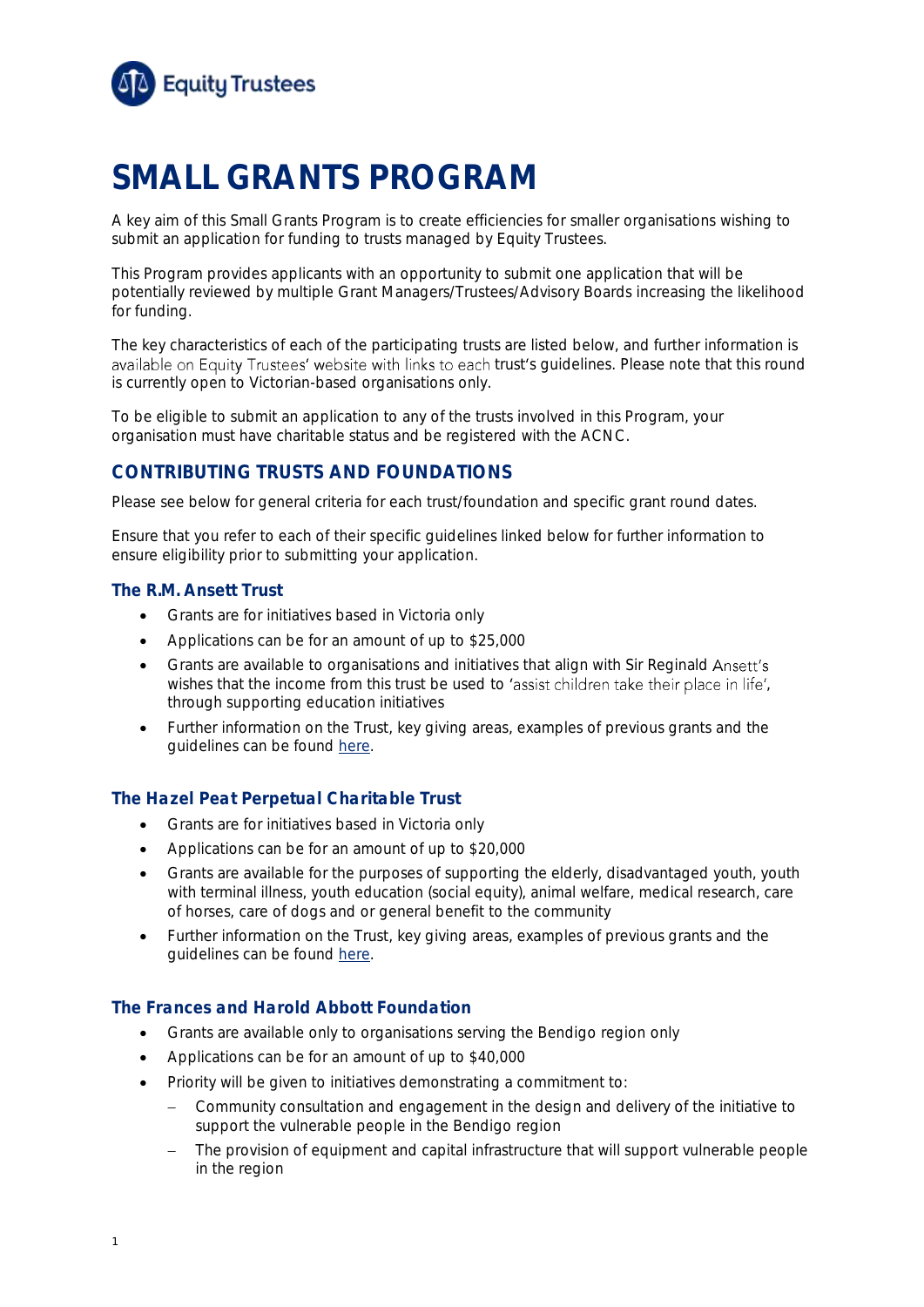# SMALL GRANTS PROGRAM

A key aim of this Small Grants Program is to create efficiencies for smaller organisations wishing to submit an application for funding to trusts managed by Equity Trustees.

This Program provides applicants with an opportunity to submit one application that will be potentially reviewed by multiple Grant Managers/Trustees/Advisory Boards increasing the likelihood for funding.

The key characteristics of each of the participating trusts are listed below, and further information is available on Equity Trustees' website with links to each trust's guidelines. Please note that this round is currently open to Victorian-based organisations only.

To be eligible to submit an application to any of the trusts involved in this Program, your organisation must have charitable status and be registered with the ACNC.

## CONTRIBUTING TRUSTS AND FOUNDATIONS

Please see below for general criteria for each trust/foundation and specific grant round dates.

Ensure that you refer to each of their specific guidelines linked below for further information to ensure eligibility prior to submitting your application.

### The R.M. Ansett Trust

- Grants are for initiatives based in Victoria only
- Applications can be for an amount of up to $25,000
- Grants are available to organisations and initiatives that align with Sir Reginald Ansett's wishes that the income from this trust be used to 'assist children take their place in life', through supporting education initiatives
- Further information on the Trust, key giving areas, examples of previous grants and the guidelines can be found here.

### The Hazel Peat Perpetual Charitable Trust

- Grants are for initiatives based in Victoria only
- Applications can be for an amount of up to $20,000
- Grants are available for the purposes of supporting the elderly, disadvantaged youth, youth with terminal illness, youth education (social equity), animal welfare, medical research, care of horses, care of dogs and or general benefit to the community
- Further information on the Trust, key giving areas, examples of previous grants and the guidelines can be found here.

### The Frances and Harold Abbott Foundation

- Grants are available only to organisations serving the Bendigo region only
- Applications can be for an amount of up to $40,000
- Priority will be given to initiatives demonstrating a commitment to:
  - Community consultation and engagement in the design and delivery of the initiative to support the vulnerable people in the Bendigo region
  - The provision of equipment and capital infrastructure that will support vulnerable people in the region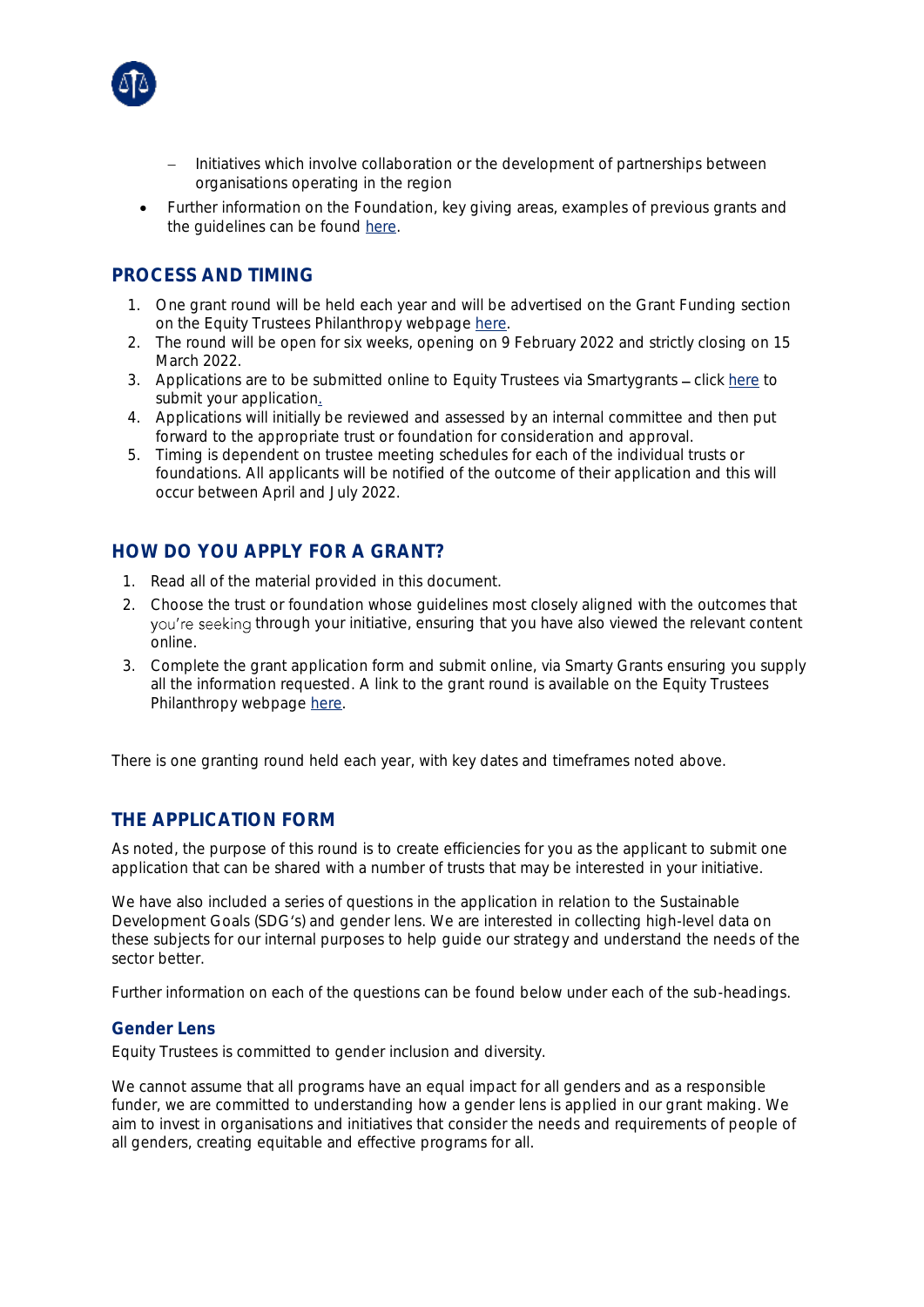- Initiatives which involve collaboration or the development of partnerships between organisations operating in the region

- Further information on the Foundation, key giving areas, examples of previous grants and the guidelines can be found here.

## PROCESS AND TIMING

1. One grant round will be held each year and will be advertised on the Grant Funding section on the Equity Trustees Philanthropy webpage here.
2. The round will be open for six weeks, opening on 9 February 2022 and strictly closing on 15 March 2022.
3. Applications are to be submitted online to Equity Trustees via Smartygrants – click here to submit your application.
4. Applications will initially be reviewed and assessed by an internal committee and then put forward to the appropriate trust or foundation for consideration and approval.
5. Timing is dependent on trustee meeting schedules for each of the individual trusts or foundations. All applicants will be notified of the outcome of their application and this will occur between April and July 2022.

## HOW DO YOU APPLY FOR A GRANT?

1. Read all of the material provided in this document.
2. Choose the trust or foundation whose guidelines most closely aligned with the outcomes that you're seeking through your initiative, ensuring that you have also viewed the relevant content online.
3. Complete the grant application form and submit online, via Smarty Grants ensuring you supply all the information requested. A link to the grant round is available on the Equity Trustees Philanthropy webpage here.

There is one granting round held each year, with key dates and timeframes noted above.

## THE APPLICATION FORM

As noted, the purpose of this round is to create efficiencies for you as the applicant to submit one application that can be shared with a number of trusts that may be interested in your initiative.

We have also included a series of questions in the application in relation to the Sustainable Development Goals (SDG's) and gender lens. We are interested in collecting high-level data on these subjects for our internal purposes to help guide our strategy and understand the needs of the sector better.

Further information on each of the questions can be found below under each of the sub-headings.

### Gender Lens

Equity Trustees is committed to gender inclusion and diversity.

We cannot assume that all programs have an equal impact for all genders and as a responsible funder, we are committed to understanding how a gender lens is applied in our grant making. We aim to invest in organisations and initiatives that consider the needs and requirements of people of all genders, creating equitable and effective programs for all.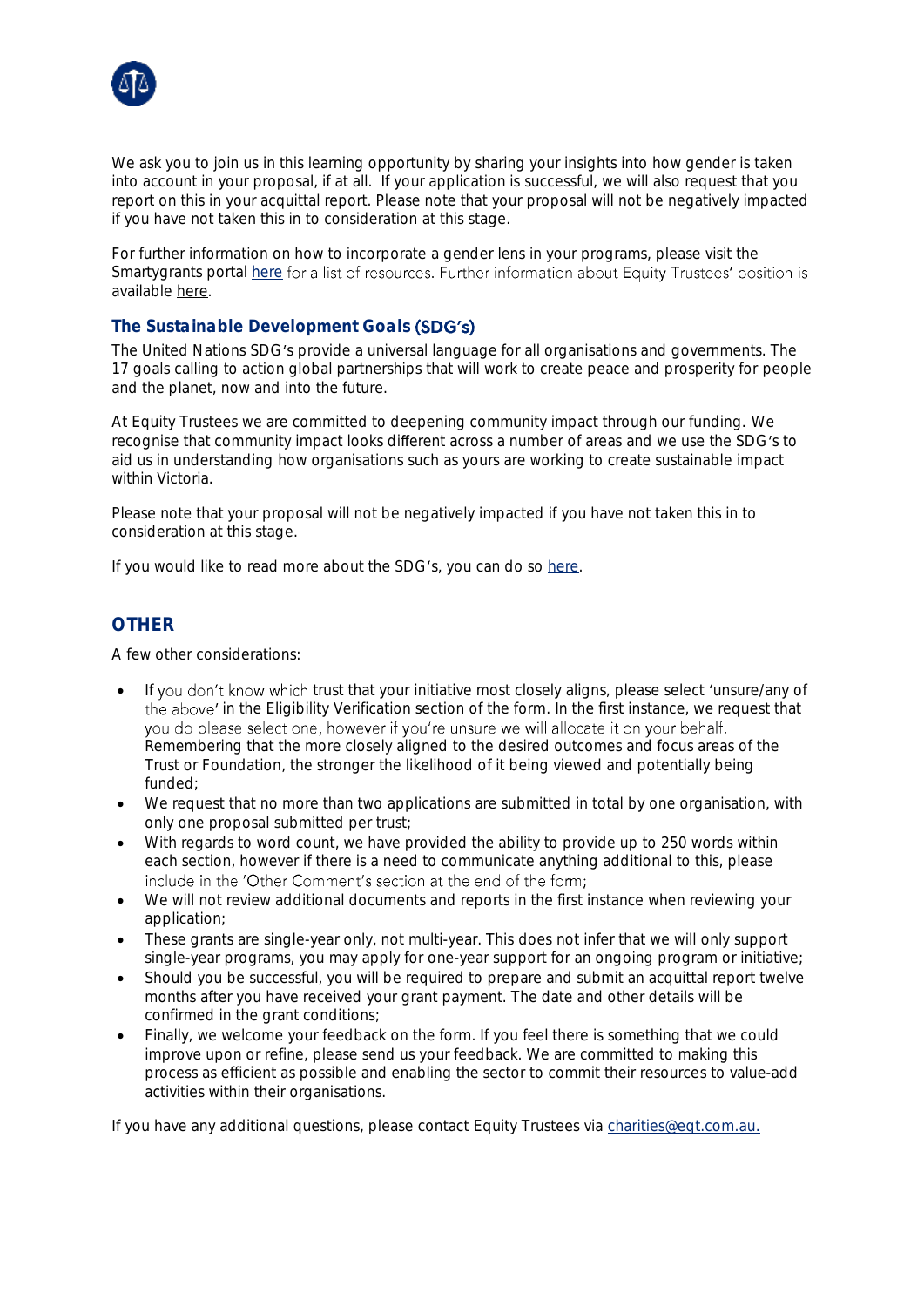We ask you to join us in this learning opportunity by sharing your insights into how gender is taken into account in your proposal, if at all. If your application is successful, we will also request that you report on this in your acquittal report. Please note that your proposal will not be negatively impacted if you have not taken this in to consideration at this stage.

For further information on how to incorporate a gender lens in your programs, please visit the Smartygrants portal here for a list of resources. Further information about Equity Trustees' position is available here.

### The Sustainable Development Goals (SDG's)

The United Nations SDG's provide a universal language for all organisations and governments. The 17 goals calling to action global partnerships that will work to create peace and prosperity for people and the planet, now and into the future.

At Equity Trustees we are committed to deepening community impact through our funding. We recognise that community impact looks different across a number of areas and we use the SDG's to aid us in understanding how organisations such as yours are working to create sustainable impact within Victoria.

Please note that your proposal will not be negatively impacted if you have not taken this in to consideration at this stage.

If you would like to read more about the SDG's, you can do so here.

## OTHER

A few other considerations:

- If you don't know which trust that your initiative most closely aligns, please select 'unsure/any of the above' in the Eligibility Verification section of the form. In the first instance, we request that you do please select one, however if you're unsure we will allocate it on your behalf. Remembering that the more closely aligned to the desired outcomes and focus areas of the Trust or Foundation, the stronger the likelihood of it being viewed and potentially being funded;
- We request that no more than two applications are submitted in total by one organisation, with only one proposal submitted per trust;
- With regards to word count, we have provided the ability to provide up to 250 words within each section, however if there is a need to communicate anything additional to this, please include in the 'Other Comment's section at the end of the form;
- We will not review additional documents and reports in the first instance when reviewing your application;
- These grants are single-year only, not multi-year. This does not infer that we will only support single-year programs, you may apply for one-year support for an ongoing program or initiative;
- Should you be successful, you will be required to prepare and submit an acquittal report twelve months after you have received your grant payment. The date and other details will be confirmed in the grant conditions;
- Finally, we welcome your feedback on the form. If you feel there is something that we could improve upon or refine, please send us your feedback. We are committed to making this process as efficient as possible and enabling the sector to commit their resources to value-add activities within their organisations.

If you have any additional questions, please contact Equity Trustees via charities@eqt.com.au.